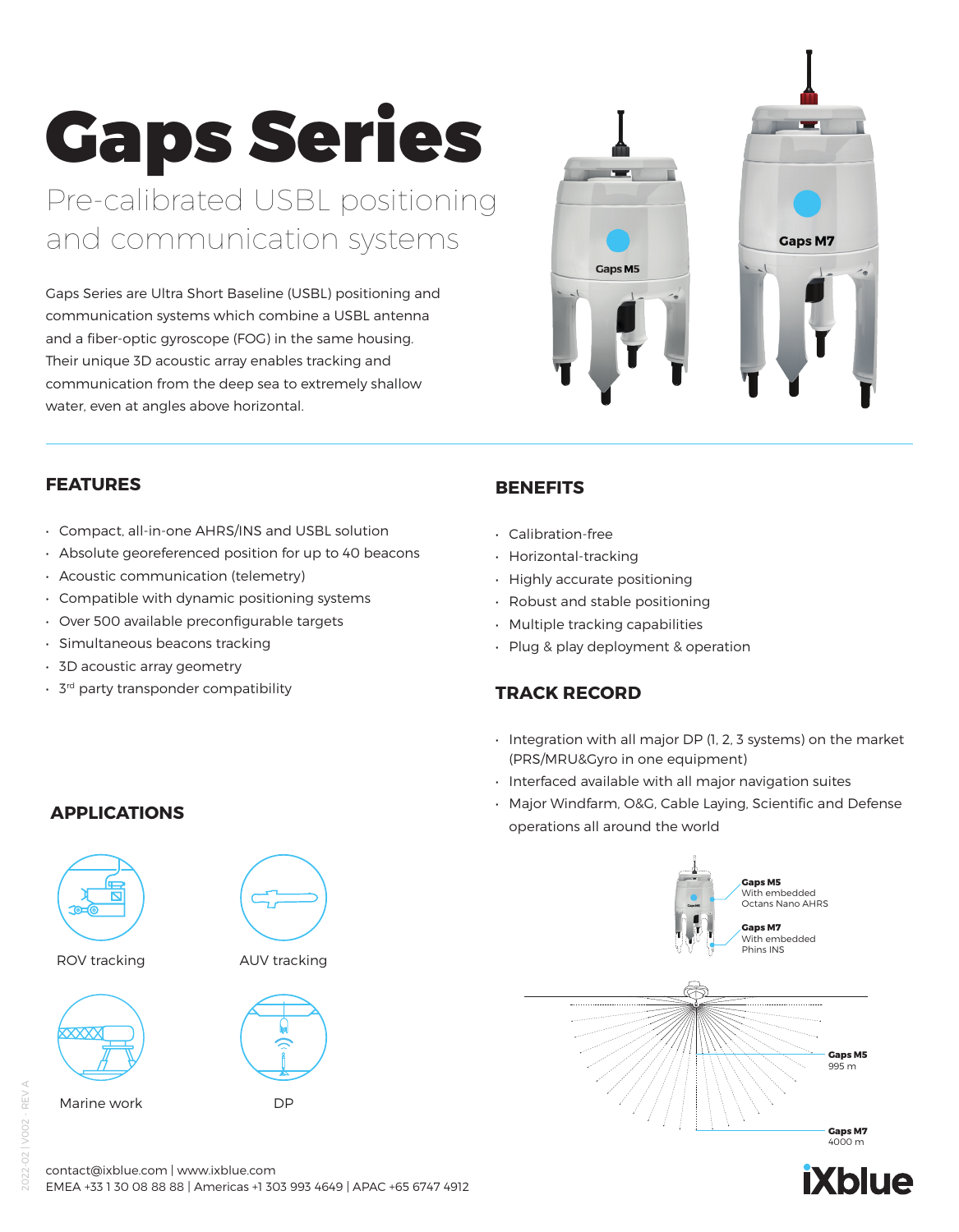# Gaps Series

## Pre-calibrated USBL positioning and communication systems

Gaps Series are Ultra Short Baseline (USBL) positioning and communication systems which combine a USBL antenna and a fiber-optic gyroscope (FOG) in the same housing. Their unique 3D acoustic array enables tracking and communication from the deep sea to extremely shallow water, even at angles above horizontal.

## FEATURES

- Compact, all-in-one AHRS/INS and USBL solution
- Absolute georeferenced position for up to 40 beacons
- Acoustic communication (telemetry)
- Compatible with dynamic positioning systems
- Over 500 available preconfigurable targets
- Simultaneous beacons tracking
- 3D acoustic array geometry
- 3rd party transponder compatibility

## BENEFITS

- Calibration-free
- Horizontal-tracking
- Highly accurate positioning
- Robust and stable positioning
- Multiple tracking capabilities
- Plug & play deployment & operation

## TRACK RECORD

- Integration with all major DP (1, 2, 3 systems) on the market (PRS/MRU&Gyro in one equipment)
- Interfaced available with all major navigation suites
- Major Windfarm, O&G, Cable Laying, Scientific and Defense operations all around the world

## APPLICATIONS

- ROV tracking
- AUV tracking
- Marine work
- DP

**Gaps M5**
With embedded Octans Nano AHRS

**Gaps M7**
With embedded Phins INS

**Gaps M5**
995 m

**Gaps M7**
4000 m

contact@ixblue.com | www.ixblue.com
EMEA +33 1 30 08 88 88 | Americas +1 303 993 4649 | APAC +65 6747 4912

iXblue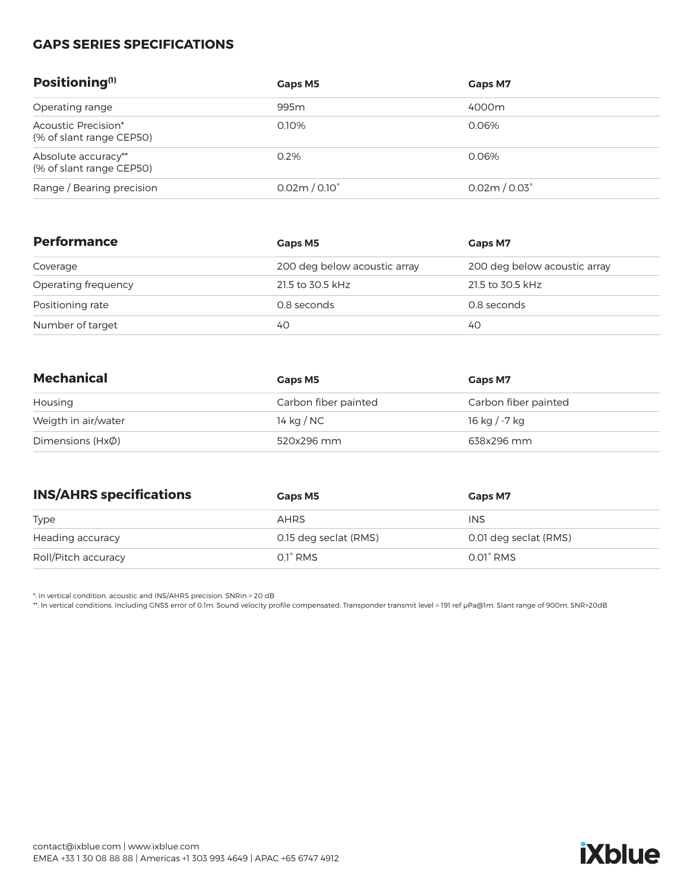## GAPS SERIES SPECIFICATIONS

| Positioning(1) | Gaps M5 | Gaps M7 |
|---|---|---|
| Operating range | 995m | 4000m |
| Acoustic Precision* (% of slant range CEP50) | 0.10% | 0.06% |
| Absolute accuracy** (% of slant range CEP50) | 0.2% | 0.06% |
| Range / Bearing precision | 0.02m / 0.10° | 0.02m / 0.03° |

| Performance | Gaps M5 | Gaps M7 |
|---|---|---|
| Coverage | 200 deg below acoustic array | 200 deg below acoustic array |
| Operating frequency | 21.5 to 30.5 kHz | 21.5 to 30.5 kHz |
| Positioning rate | 0.8 seconds | 0.8 seconds |
| Number of target | 40 | 40 |

| Mechanical | Gaps M5 | Gaps M7 |
|---|---|---|
| Housing | Carbon fiber painted | Carbon fiber painted |
| Weigth in air/water | 14 kg / NC | 16 kg / -7 kg |
| Dimensions (HxØ) | 520x296 mm | 638x296 mm |

| INS/AHRS specifications | Gaps M5 | Gaps M7 |
|---|---|---|
| Type | AHRS | INS |
| Heading accuracy | 0.15 deg seclat (RMS) | 0.01 deg seclat (RMS) |
| Roll/Pitch accuracy | 0.1° RMS | 0.01° RMS |

*: in vertical condition, acoustic and INS/AHRS precision. SNRin > 20 dB

**: In vertical conditions. Including GNSS error of 0.1m. Sound velocity profile compensated. Transponder transmit level = 191 ref µPa@1m. Slant range of 900m. SNR>20dB

contact@ixblue.com | www.ixblue.com
EMEA +33 1 30 08 88 88 | Americas +1 303 993 4649 | APAC +65 6747 4912

iXblue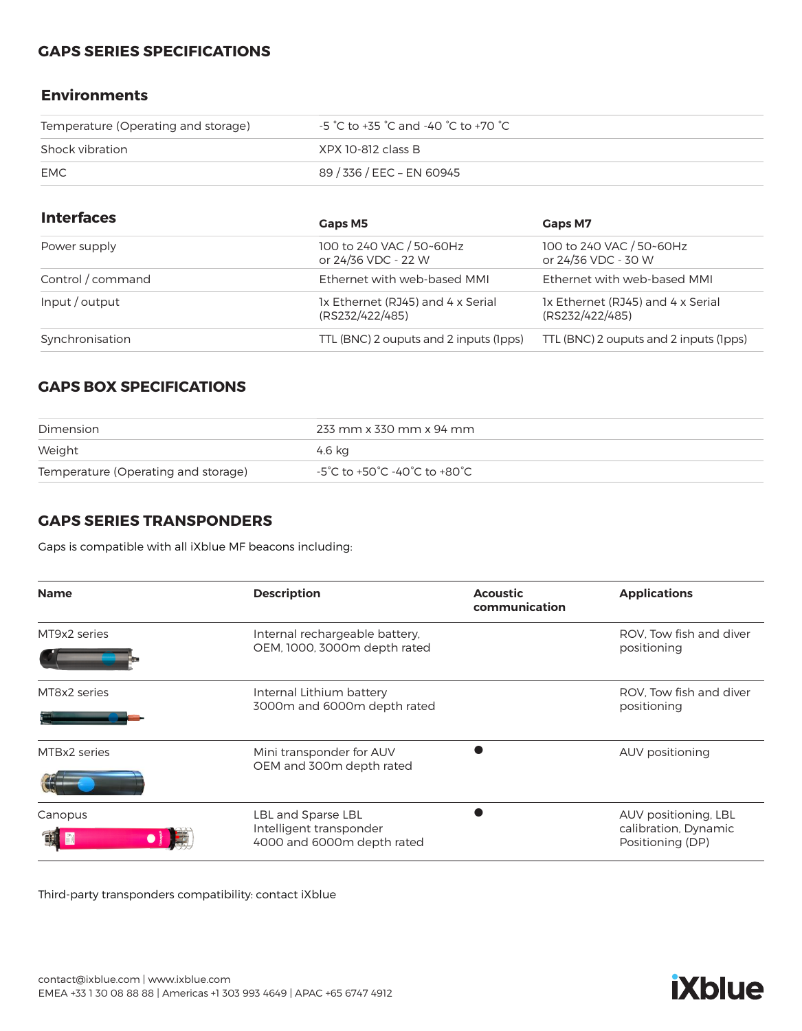## GAPS SERIES SPECIFICATIONS

### Environments

| | |
|---|---|
| Temperature (Operating and storage) | -5 ˚C to +35 ˚C and -40 ˚C to +70 ˚C |
| Shock vibration | XPX 10-812 class B |
| EMC | 89 / 336 / EEC – EN 60945 |

### Interfaces

| Interfaces | Gaps M5 | Gaps M7 |
|---|---|---|
| Power supply | 100 to 240 VAC / 50~60Hz or 24/36 VDC - 22 W | 100 to 240 VAC / 50~60Hz or 24/36 VDC - 30 W |
| Control / command | Ethernet with web-based MMI | Ethernet with web-based MMI |
| Input / output | 1x Ethernet (RJ45) and 4 x Serial (RS232/422/485) | 1x Ethernet (RJ45) and 4 x Serial (RS232/422/485) |
| Synchronisation | TTL (BNC) 2 ouputs and 2 inputs (1pps) | TTL (BNC) 2 ouputs and 2 inputs (1pps) |

## GAPS BOX SPECIFICATIONS

| | |
|---|---|
| Dimension | 233 mm x 330 mm x 94 mm |
| Weight | 4.6 kg |
| Temperature (Operating and storage) | -5˚C to +50˚C -40˚C to +80˚C |

## GAPS SERIES TRANSPONDERS

Gaps is compatible with all iXblue MF beacons including:

| Name | Description | Acoustic communication | Applications |
|---|---|---|---|
| MT9x2 series | Internal rechargeable battery, OEM, 1000, 3000m depth rated | | ROV, Tow fish and diver positioning |
| MT8x2 series | Internal Lithium battery 3000m and 6000m depth rated | | ROV, Tow fish and diver positioning |
| MTBx2 series | Mini transponder for AUV OEM and 300m depth rated | ● | AUV positioning |
| Canopus | LBL and Sparse LBL Intelligent transponder 4000 and 6000m depth rated | ● | AUV positioning, LBL calibration, Dynamic Positioning (DP) |

Third-party transponders compatibility: contact iXblue

contact@ixblue.com | www.ixblue.com
EMEA +33 1 30 08 88 88 | Americas +1 303 993 4649 | APAC +65 6747 4912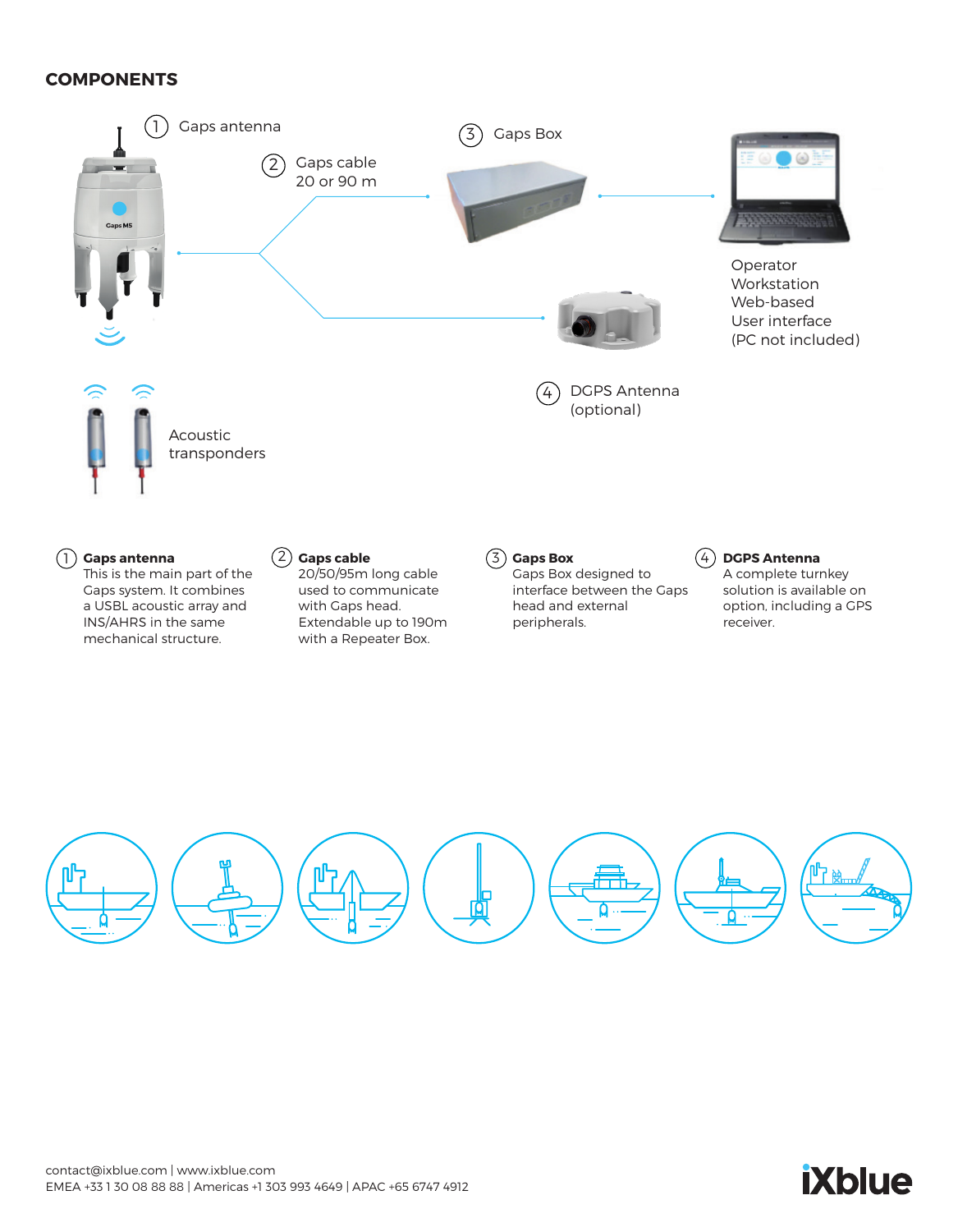## COMPONENTS

1. Gaps antenna

2. Gaps cable
20 or 90 m

3. Gaps Box

Operator
Workstation
Web-based
User interface
(PC not included)

4. DGPS Antenna
(optional)

Acoustic
transponders

1. **Gaps antenna**
This is the main part of the Gaps system. It combines a USBL acoustic array and INS/AHRS in the same mechanical structure.

2. **Gaps cable**
20/50/95m long cable used to communicate with Gaps head. Extendable up to 190m with a Repeater Box.

3. **Gaps Box**
Gaps Box designed to interface between the Gaps head and external peripherals.

4. **DGPS Antenna**
A complete turnkey solution is available on option, including a GPS receiver.

contact@ixblue.com | www.ixblue.com
EMEA +33 1 30 08 88 88 | Americas +1 303 993 4649 | APAC +65 6747 4912

iXblue